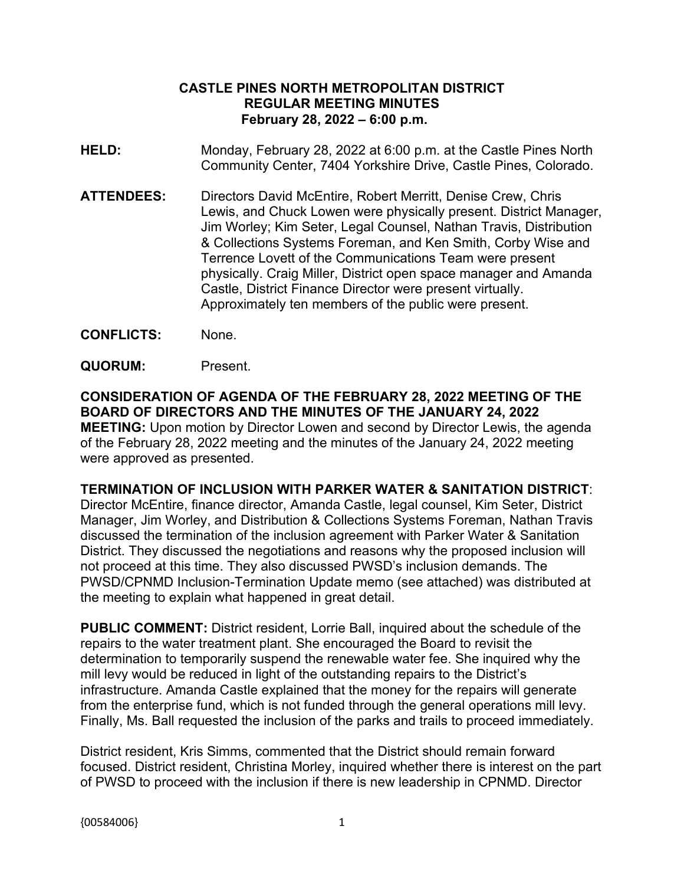**CASTLE PINES NORTH METROPOLITAN DISTRICT**
**REGULAR MEETING MINUTES**
**February 28, 2022 – 6:00 p.m.**

**HELD:** Monday, February 28, 2022 at 6:00 p.m. at the Castle Pines North Community Center, 7404 Yorkshire Drive, Castle Pines, Colorado.

**ATTENDEES:** Directors David McEntire, Robert Merritt, Denise Crew, Chris Lewis, and Chuck Lowen were physically present. District Manager, Jim Worley; Kim Seter, Legal Counsel, Nathan Travis, Distribution & Collections Systems Foreman, and Ken Smith, Corby Wise and Terrence Lovett of the Communications Team were present physically. Craig Miller, District open space manager and Amanda Castle, District Finance Director were present virtually. Approximately ten members of the public were present.

**CONFLICTS:** None.

**QUORUM:** Present.

**CONSIDERATION OF AGENDA OF THE FEBRUARY 28, 2022 MEETING OF THE BOARD OF DIRECTORS AND THE MINUTES OF THE JANUARY 24, 2022 MEETING:** Upon motion by Director Lowen and second by Director Lewis, the agenda of the February 28, 2022 meeting and the minutes of the January 24, 2022 meeting were approved as presented.

**TERMINATION OF INCLUSION WITH PARKER WATER & SANITATION DISTRICT**: Director McEntire, finance director, Amanda Castle, legal counsel, Kim Seter, District Manager, Jim Worley, and Distribution & Collections Systems Foreman, Nathan Travis discussed the termination of the inclusion agreement with Parker Water & Sanitation District. They discussed the negotiations and reasons why the proposed inclusion will not proceed at this time. They also discussed PWSD's inclusion demands. The PWSD/CPNMD Inclusion-Termination Update memo (see attached) was distributed at the meeting to explain what happened in great detail.

**PUBLIC COMMENT:** District resident, Lorrie Ball, inquired about the schedule of the repairs to the water treatment plant. She encouraged the Board to revisit the determination to temporarily suspend the renewable water fee. She inquired why the mill levy would be reduced in light of the outstanding repairs to the District's infrastructure. Amanda Castle explained that the money for the repairs will generate from the enterprise fund, which is not funded through the general operations mill levy. Finally, Ms. Ball requested the inclusion of the parks and trails to proceed immediately.

District resident, Kris Simms, commented that the District should remain forward focused. District resident, Christina Morley, inquired whether there is interest on the part of PWSD to proceed with the inclusion if there is new leadership in CPNMD. Director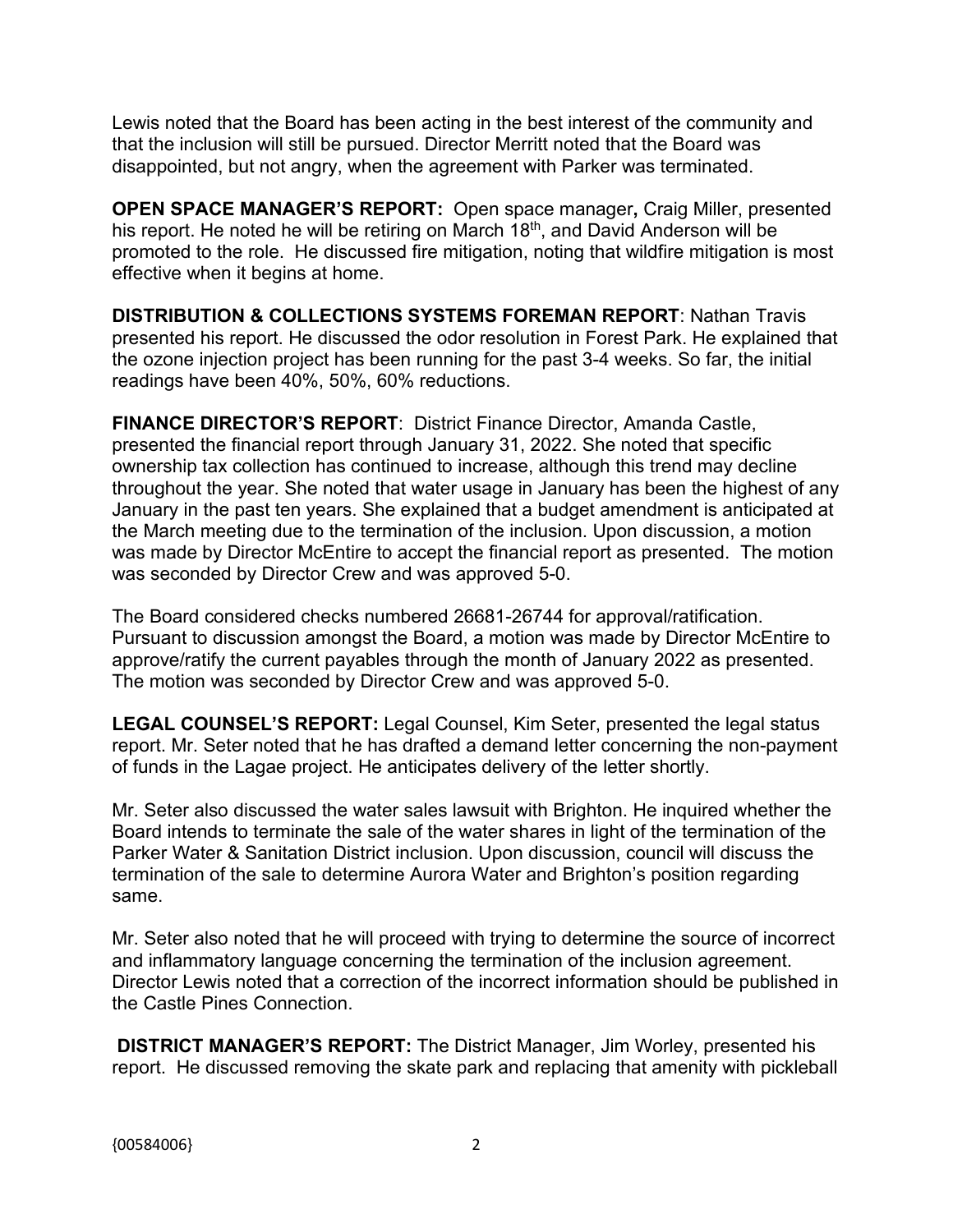Lewis noted that the Board has been acting in the best interest of the community and that the inclusion will still be pursued. Director Merritt noted that the Board was disappointed, but not angry, when the agreement with Parker was terminated.

**OPEN SPACE MANAGER'S REPORT:** Open space manager**,** Craig Miller, presented his report. He noted he will be retiring on March 18th, and David Anderson will be promoted to the role. He discussed fire mitigation, noting that wildfire mitigation is most effective when it begins at home.

**DISTRIBUTION & COLLECTIONS SYSTEMS FOREMAN REPORT**: Nathan Travis presented his report. He discussed the odor resolution in Forest Park. He explained that the ozone injection project has been running for the past 3-4 weeks. So far, the initial readings have been 40%, 50%, 60% reductions.

**FINANCE DIRECTOR'S REPORT**: District Finance Director, Amanda Castle, presented the financial report through January 31, 2022. She noted that specific ownership tax collection has continued to increase, although this trend may decline throughout the year. She noted that water usage in January has been the highest of any January in the past ten years. She explained that a budget amendment is anticipated at the March meeting due to the termination of the inclusion. Upon discussion, a motion was made by Director McEntire to accept the financial report as presented. The motion was seconded by Director Crew and was approved 5-0.

The Board considered checks numbered 26681-26744 for approval/ratification. Pursuant to discussion amongst the Board, a motion was made by Director McEntire to approve/ratify the current payables through the month of January 2022 as presented. The motion was seconded by Director Crew and was approved 5-0.

**LEGAL COUNSEL'S REPORT:** Legal Counsel, Kim Seter, presented the legal status report. Mr. Seter noted that he has drafted a demand letter concerning the non-payment of funds in the Lagae project. He anticipates delivery of the letter shortly.

Mr. Seter also discussed the water sales lawsuit with Brighton. He inquired whether the Board intends to terminate the sale of the water shares in light of the termination of the Parker Water & Sanitation District inclusion. Upon discussion, council will discuss the termination of the sale to determine Aurora Water and Brighton's position regarding same.

Mr. Seter also noted that he will proceed with trying to determine the source of incorrect and inflammatory language concerning the termination of the inclusion agreement. Director Lewis noted that a correction of the incorrect information should be published in the Castle Pines Connection.

**DISTRICT MANAGER'S REPORT:** The District Manager, Jim Worley, presented his report. He discussed removing the skate park and replacing that amenity with pickleball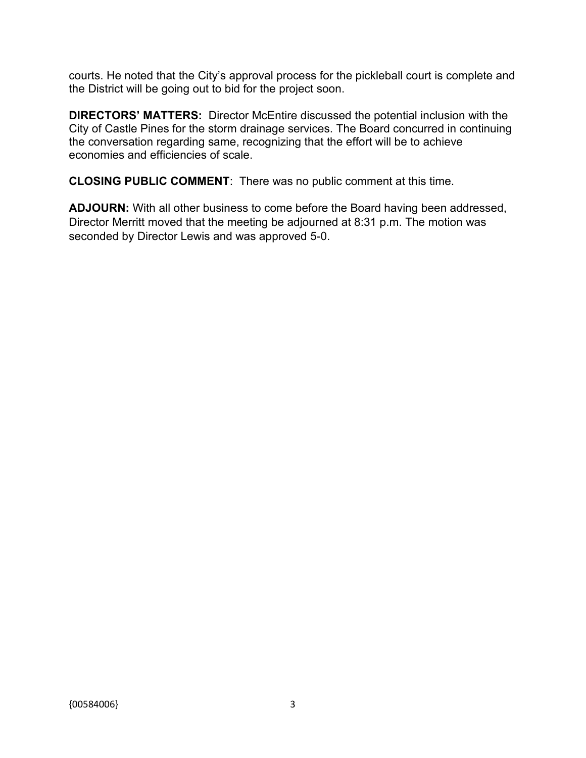courts. He noted that the City's approval process for the pickleball court is complete and the District will be going out to bid for the project soon.

**DIRECTORS' MATTERS:** Director McEntire discussed the potential inclusion with the City of Castle Pines for the storm drainage services. The Board concurred in continuing the conversation regarding same, recognizing that the effort will be to achieve economies and efficiencies of scale.

**CLOSING PUBLIC COMMENT**: There was no public comment at this time.

**ADJOURN:** With all other business to come before the Board having been addressed, Director Merritt moved that the meeting be adjourned at 8:31 p.m. The motion was seconded by Director Lewis and was approved 5-0.

{00584006}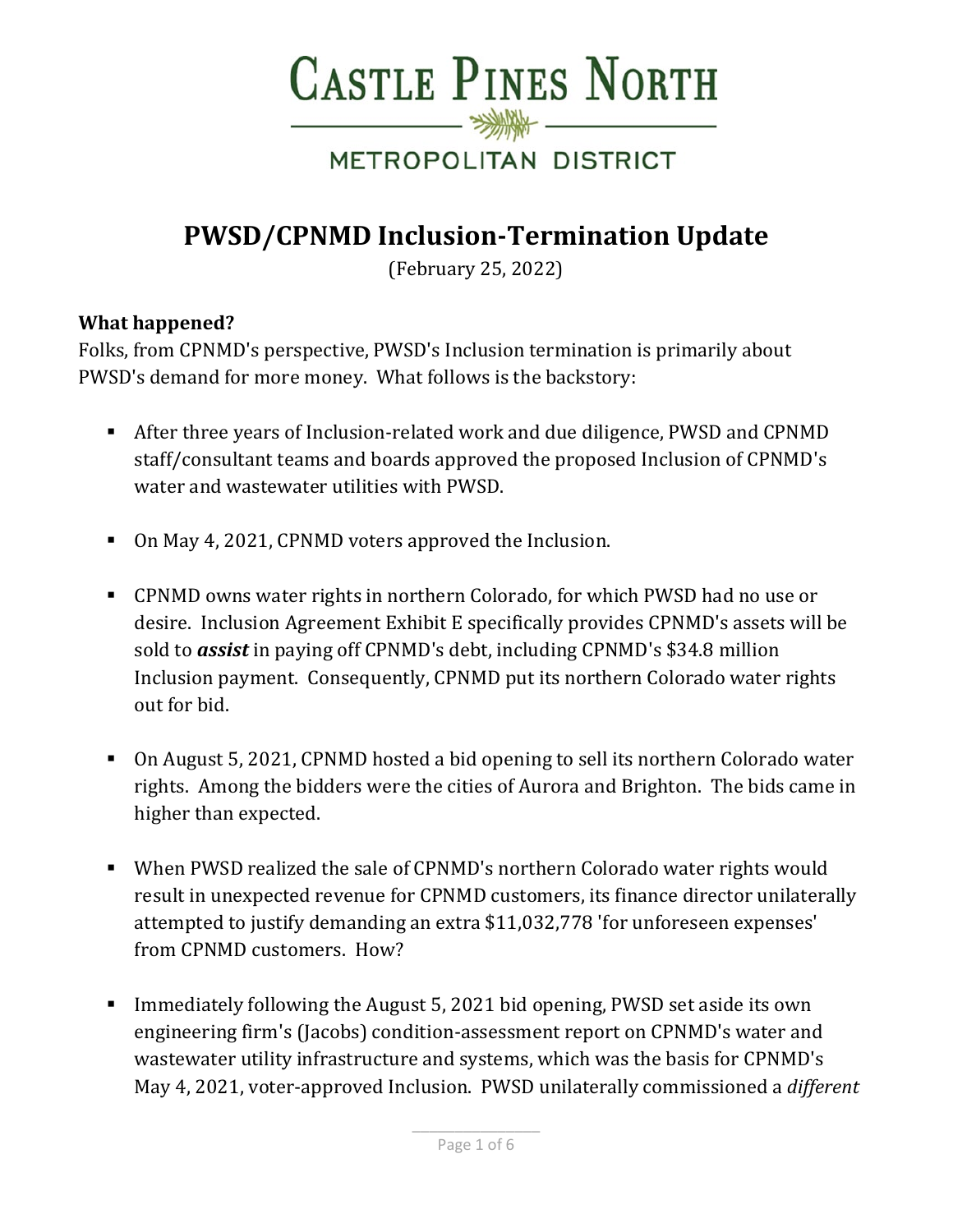# CASTLE PINES NORTH

## METROPOLITAN DISTRICT

# PWSD/CPNMD Inclusion-Termination Update

(February 25, 2022)

**What happened?**

Folks, from CPNMD's perspective, PWSD's Inclusion termination is primarily about PWSD's demand for more money. What follows is the backstory:

- After three years of Inclusion-related work and due diligence, PWSD and CPNMD staff/consultant teams and boards approved the proposed Inclusion of CPNMD's water and wastewater utilities with PWSD.
- On May 4, 2021, CPNMD voters approved the Inclusion.
- CPNMD owns water rights in northern Colorado, for which PWSD had no use or desire. Inclusion Agreement Exhibit E specifically provides CPNMD's assets will be sold to ***assist*** in paying off CPNMD's debt, including CPNMD's $34.8 million Inclusion payment. Consequently, CPNMD put its northern Colorado water rights out for bid.
- On August 5, 2021, CPNMD hosted a bid opening to sell its northern Colorado water rights. Among the bidders were the cities of Aurora and Brighton. The bids came in higher than expected.
- When PWSD realized the sale of CPNMD's northern Colorado water rights would result in unexpected revenue for CPNMD customers, its finance director unilaterally attempted to justify demanding an extra $11,032,778 'for unforeseen expenses' from CPNMD customers. How?
- Immediately following the August 5, 2021 bid opening, PWSD set aside its own engineering firm's (Jacobs) condition-assessment report on CPNMD's water and wastewater utility infrastructure and systems, which was the basis for CPNMD's May 4, 2021, voter-approved Inclusion. PWSD unilaterally commissioned a *different*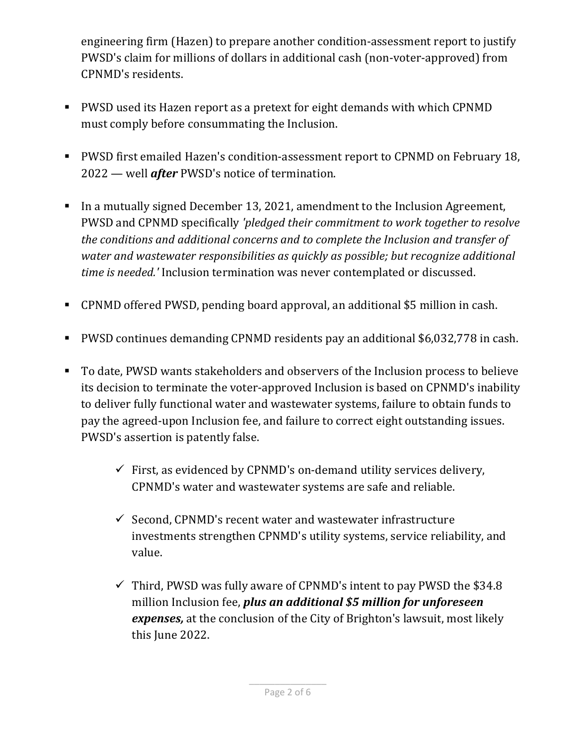engineering firm (Hazen) to prepare another condition-assessment report to justify PWSD's claim for millions of dollars in additional cash (non-voter-approved) from CPNMD's residents.

- PWSD used its Hazen report as a pretext for eight demands with which CPNMD must comply before consummating the Inclusion.

- PWSD first emailed Hazen's condition-assessment report to CPNMD on February 18, 2022 — well ***after*** PWSD's notice of termination.

- In a mutually signed December 13, 2021, amendment to the Inclusion Agreement, PWSD and CPNMD specifically *'pledged their commitment to work together to resolve the conditions and additional concerns and to complete the Inclusion and transfer of water and wastewater responsibilities as quickly as possible; but recognize additional time is needed.'* Inclusion termination was never contemplated or discussed.

- CPNMD offered PWSD, pending board approval, an additional $5 million in cash.

- PWSD continues demanding CPNMD residents pay an additional $6,032,778 in cash.

- To date, PWSD wants stakeholders and observers of the Inclusion process to believe its decision to terminate the voter-approved Inclusion is based on CPNMD's inability to deliver fully functional water and wastewater systems, failure to obtain funds to pay the agreed-upon Inclusion fee, and failure to correct eight outstanding issues. PWSD's assertion is patently false.

  - ✓ First, as evidenced by CPNMD's on-demand utility services delivery, CPNMD's water and wastewater systems are safe and reliable.

  - ✓ Second, CPNMD's recent water and wastewater infrastructure investments strengthen CPNMD's utility systems, service reliability, and value.

  - ✓ Third, PWSD was fully aware of CPNMD's intent to pay PWSD the $34.8 million Inclusion fee, ***plus an additional $5 million for unforeseen expenses,*** at the conclusion of the City of Brighton's lawsuit, most likely this June 2022.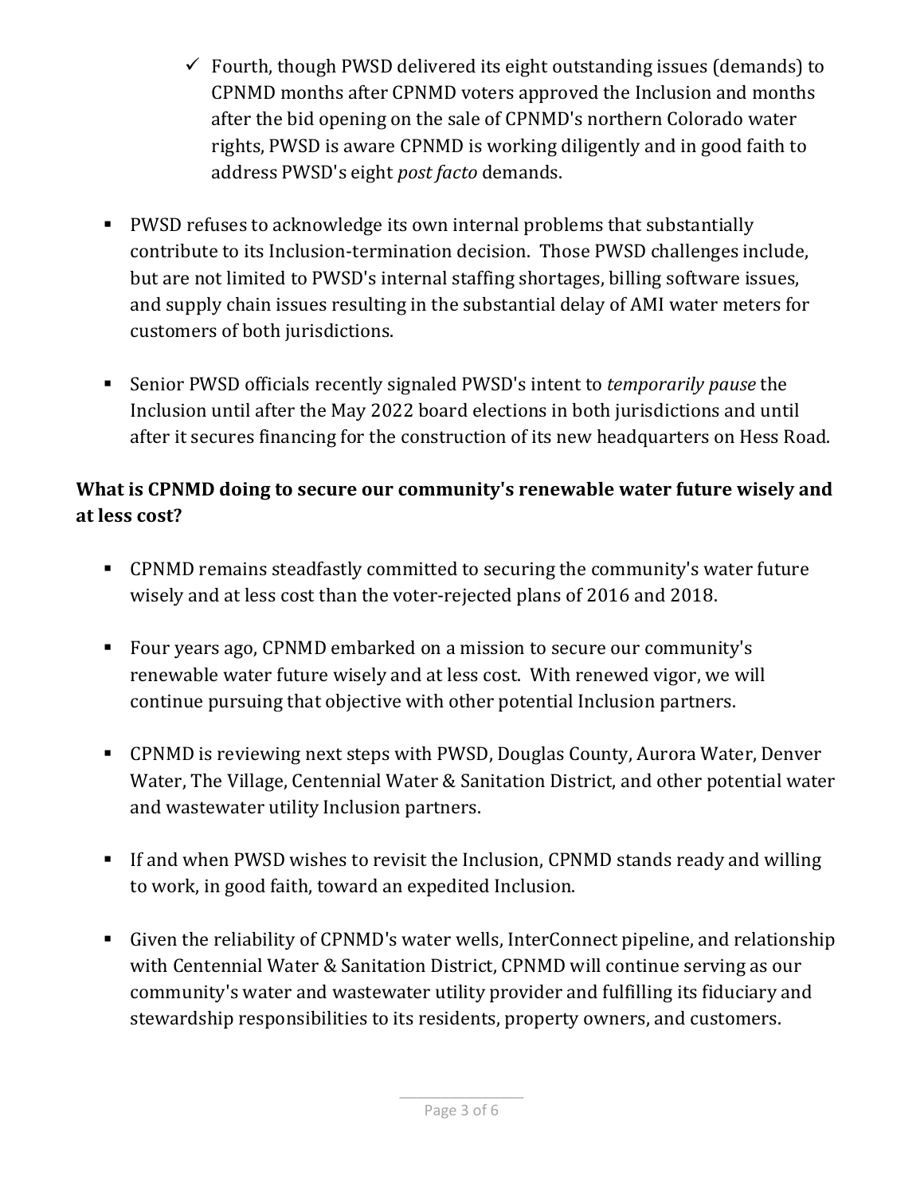- ✓ Fourth, though PWSD delivered its eight outstanding issues (demands) to CPNMD months after CPNMD voters approved the Inclusion and months after the bid opening on the sale of CPNMD's northern Colorado water rights, PWSD is aware CPNMD is working diligently and in good faith to address PWSD's eight *post facto* demands.

- PWSD refuses to acknowledge its own internal problems that substantially contribute to its Inclusion-termination decision. Those PWSD challenges include, but are not limited to PWSD's internal staffing shortages, billing software issues, and supply chain issues resulting in the substantial delay of AMI water meters for customers of both jurisdictions.

- Senior PWSD officials recently signaled PWSD's intent to *temporarily pause* the Inclusion until after the May 2022 board elections in both jurisdictions and until after it secures financing for the construction of its new headquarters on Hess Road.

**What is CPNMD doing to secure our community's renewable water future wisely and at less cost?**

- CPNMD remains steadfastly committed to securing the community's water future wisely and at less cost than the voter-rejected plans of 2016 and 2018.

- Four years ago, CPNMD embarked on a mission to secure our community's renewable water future wisely and at less cost. With renewed vigor, we will continue pursuing that objective with other potential Inclusion partners.

- CPNMD is reviewing next steps with PWSD, Douglas County, Aurora Water, Denver Water, The Village, Centennial Water & Sanitation District, and other potential water and wastewater utility Inclusion partners.

- If and when PWSD wishes to revisit the Inclusion, CPNMD stands ready and willing to work, in good faith, toward an expedited Inclusion.

- Given the reliability of CPNMD's water wells, InterConnect pipeline, and relationship with Centennial Water & Sanitation District, CPNMD will continue serving as our community's water and wastewater utility provider and fulfilling its fiduciary and stewardship responsibilities to its residents, property owners, and customers.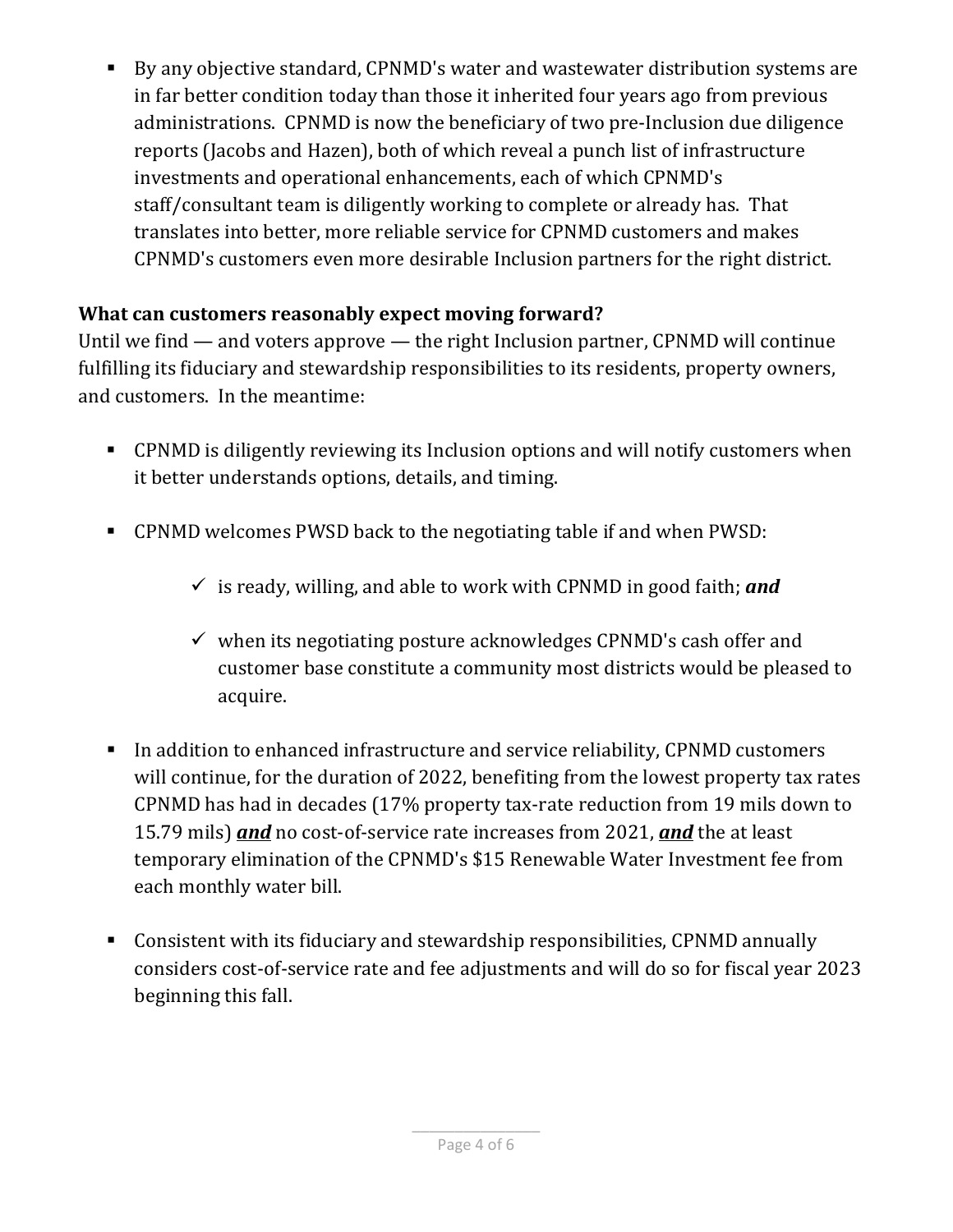- By any objective standard, CPNMD's water and wastewater distribution systems are in far better condition today than those it inherited four years ago from previous administrations. CPNMD is now the beneficiary of two pre-Inclusion due diligence reports (Jacobs and Hazen), both of which reveal a punch list of infrastructure investments and operational enhancements, each of which CPNMD's staff/consultant team is diligently working to complete or already has. That translates into better, more reliable service for CPNMD customers and makes CPNMD's customers even more desirable Inclusion partners for the right district.

**What can customers reasonably expect moving forward?**

Until we find — and voters approve — the right Inclusion partner, CPNMD will continue fulfilling its fiduciary and stewardship responsibilities to its residents, property owners, and customers. In the meantime:

- CPNMD is diligently reviewing its Inclusion options and will notify customers when it better understands options, details, and timing.

- CPNMD welcomes PWSD back to the negotiating table if and when PWSD:

  - ✓ is ready, willing, and able to work with CPNMD in good faith; ***and***

  - ✓ when its negotiating posture acknowledges CPNMD's cash offer and customer base constitute a community most districts would be pleased to acquire.

- In addition to enhanced infrastructure and service reliability, CPNMD customers will continue, for the duration of 2022, benefiting from the lowest property tax rates CPNMD has had in decades (17% property tax-rate reduction from 19 mils down to 15.79 mils) ***<u>and</u>*** no cost-of-service rate increases from 2021, ***<u>and</u>*** the at least temporary elimination of the CPNMD's $15 Renewable Water Investment fee from each monthly water bill.

- Consistent with its fiduciary and stewardship responsibilities, CPNMD annually considers cost-of-service rate and fee adjustments and will do so for fiscal year 2023 beginning this fall.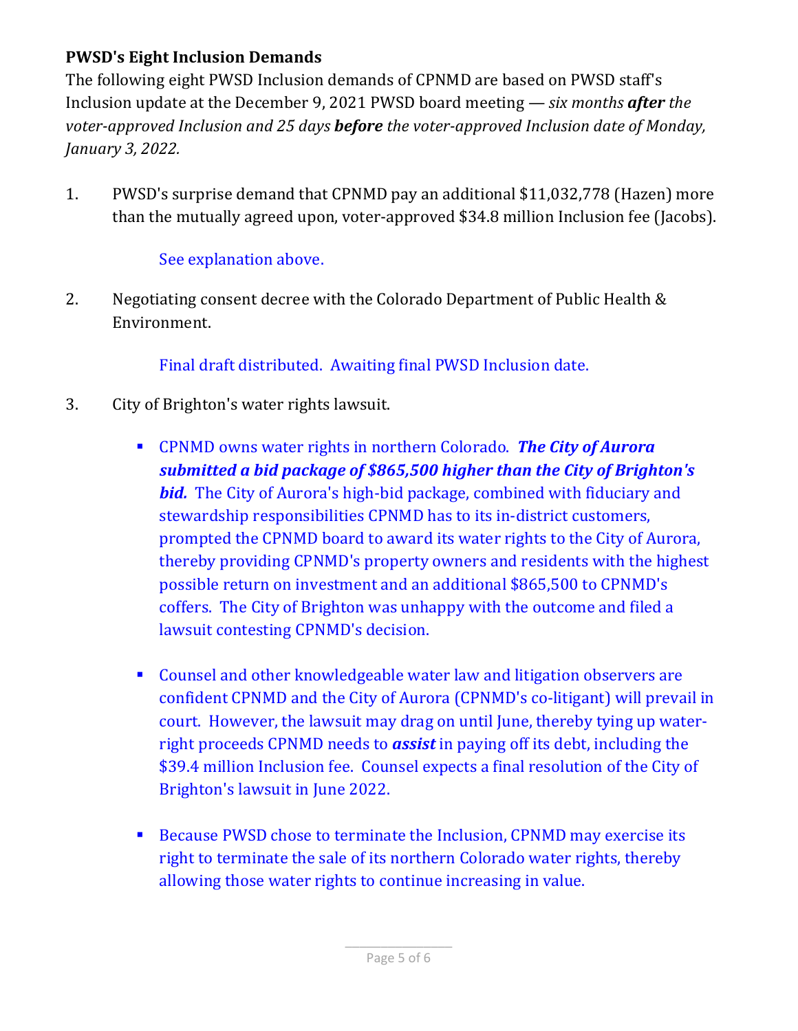**PWSD's Eight Inclusion Demands**

The following eight PWSD Inclusion demands of CPNMD are based on PWSD staff's Inclusion update at the December 9, 2021 PWSD board meeting — *six months **after** the voter-approved Inclusion and 25 days **before** the voter-approved Inclusion date of Monday, January 3, 2022.*

1. PWSD's surprise demand that CPNMD pay an additional $11,032,778 (Hazen) more than the mutually agreed upon, voter-approved $34.8 million Inclusion fee (Jacobs).

   See explanation above.

2. Negotiating consent decree with the Colorado Department of Public Health & Environment.

   Final draft distributed. Awaiting final PWSD Inclusion date.

3. City of Brighton's water rights lawsuit.

   - CPNMD owns water rights in northern Colorado. ***The City of Aurora submitted a bid package of $865,500 higher than the City of Brighton's bid.*** The City of Aurora's high-bid package, combined with fiduciary and stewardship responsibilities CPNMD has to its in-district customers, prompted the CPNMD board to award its water rights to the City of Aurora, thereby providing CPNMD's property owners and residents with the highest possible return on investment and an additional $865,500 to CPNMD's coffers. The City of Brighton was unhappy with the outcome and filed a lawsuit contesting CPNMD's decision.

   - Counsel and other knowledgeable water law and litigation observers are confident CPNMD and the City of Aurora (CPNMD's co-litigant) will prevail in court. However, the lawsuit may drag on until June, thereby tying up water-right proceeds CPNMD needs to ***assist*** in paying off its debt, including the $39.4 million Inclusion fee. Counsel expects a final resolution of the City of Brighton's lawsuit in June 2022.

   - Because PWSD chose to terminate the Inclusion, CPNMD may exercise its right to terminate the sale of its northern Colorado water rights, thereby allowing those water rights to continue increasing in value.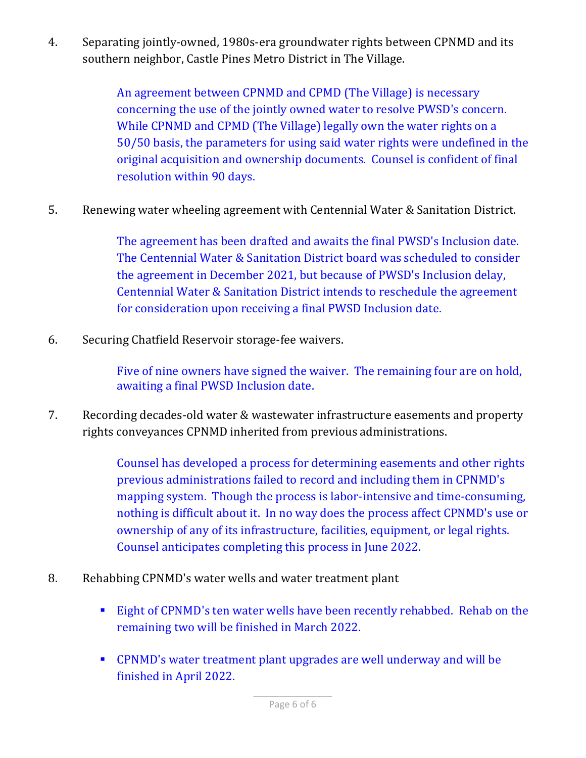4. Separating jointly-owned, 1980s-era groundwater rights between CPNMD and its southern neighbor, Castle Pines Metro District in The Village.

   An agreement between CPNMD and CPMD (The Village) is necessary concerning the use of the jointly owned water to resolve PWSD's concern. While CPNMD and CPMD (The Village) legally own the water rights on a 50/50 basis, the parameters for using said water rights were undefined in the original acquisition and ownership documents. Counsel is confident of final resolution within 90 days.

5. Renewing water wheeling agreement with Centennial Water & Sanitation District.

   The agreement has been drafted and awaits the final PWSD's Inclusion date. The Centennial Water & Sanitation District board was scheduled to consider the agreement in December 2021, but because of PWSD's Inclusion delay, Centennial Water & Sanitation District intends to reschedule the agreement for consideration upon receiving a final PWSD Inclusion date.

6. Securing Chatfield Reservoir storage-fee waivers.

   Five of nine owners have signed the waiver. The remaining four are on hold, awaiting a final PWSD Inclusion date.

7. Recording decades-old water & wastewater infrastructure easements and property rights conveyances CPNMD inherited from previous administrations.

   Counsel has developed a process for determining easements and other rights previous administrations failed to record and including them in CPNMD's mapping system. Though the process is labor-intensive and time-consuming, nothing is difficult about it. In no way does the process affect CPNMD's use or ownership of any of its infrastructure, facilities, equipment, or legal rights. Counsel anticipates completing this process in June 2022.

8. Rehabbing CPNMD's water wells and water treatment plant

   - Eight of CPNMD's ten water wells have been recently rehabbed. Rehab on the remaining two will be finished in March 2022.
   - CPNMD's water treatment plant upgrades are well underway and will be finished in April 2022.